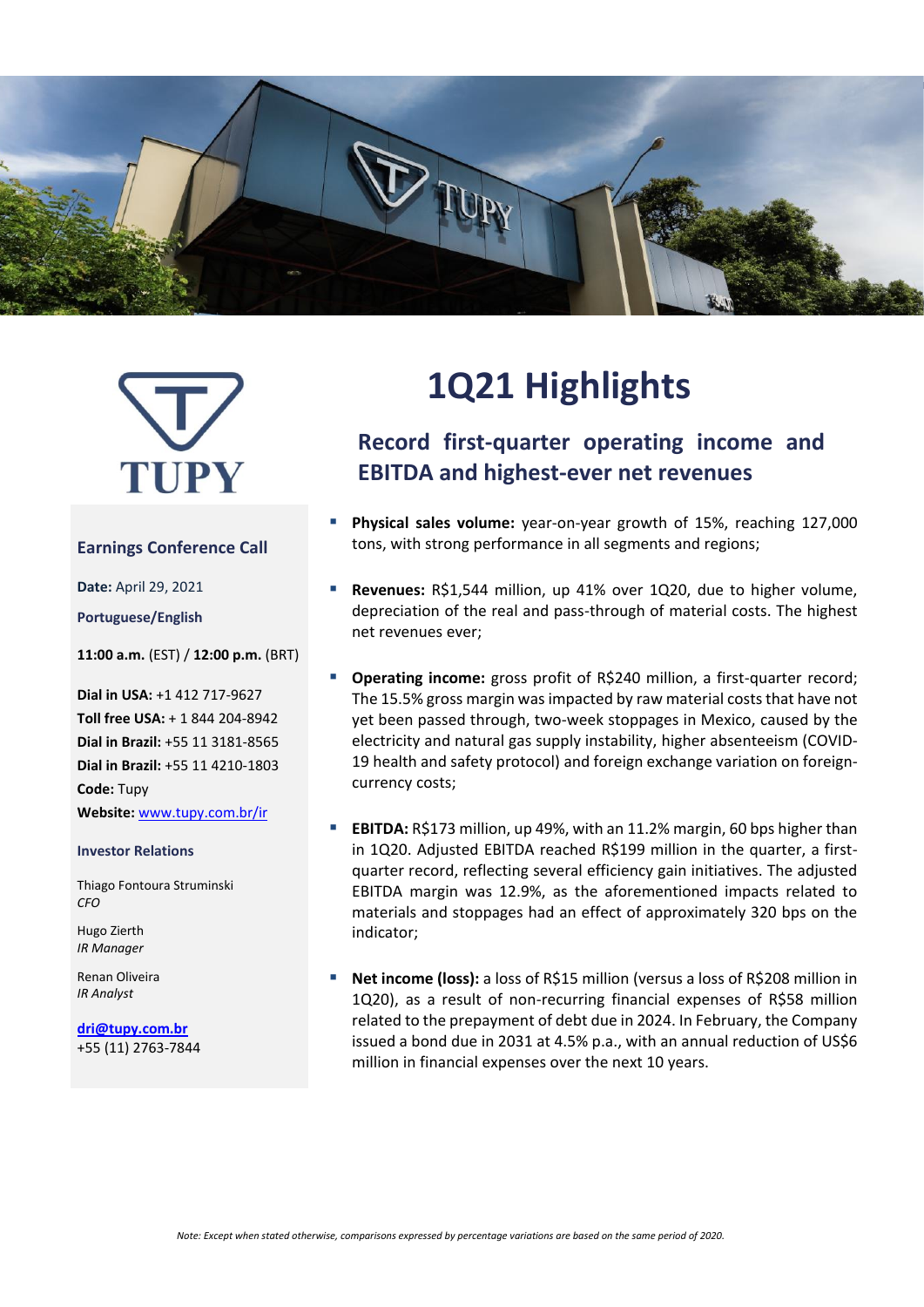# 1Q21 Highlights

## Record first-quarter operating income and EBITDA and highest-ever net revenues

- **Physical sales volume:** year-on-year growth of 15%, reaching 127,000 tons, with strong performance in all segments and regions;

- **Revenues:** R$1,544 million, up 41% over 1Q20, due to higher volume, depreciation of the real and pass-through of material costs. The highest net revenues ever;

- **Operating income:** gross profit of R$240 million, a first-quarter record; The 15.5% gross margin was impacted by raw material costs that have not yet been passed through, two-week stoppages in Mexico, caused by the electricity and natural gas supply instability, higher absenteeism (COVID-19 health and safety protocol) and foreign exchange variation on foreign-currency costs;

- **EBITDA:** R$173 million, up 49%, with an 11.2% margin, 60 bps higher than in 1Q20. Adjusted EBITDA reached R$199 million in the quarter, a first-quarter record, reflecting several efficiency gain initiatives. The adjusted EBITDA margin was 12.9%, as the aforementioned impacts related to materials and stoppages had an effect of approximately 320 bps on the indicator;

- **Net income (loss):** a loss of R$15 million (versus a loss of R$208 million in 1Q20), as a result of non-recurring financial expenses of R$58 million related to the prepayment of debt due in 2024. In February, the Company issued a bond due in 2031 at 4.5% p.a., with an annual reduction of US$6 million in financial expenses over the next 10 years.

### Earnings Conference Call

**Date:** April 29, 2021

**Portuguese/English**

**11:00 a.m.** (EST) / **12:00 p.m.** (BRT)

**Dial in USA:** +1 412 717-9627
**Toll free USA:** + 1 844 204-8942
**Dial in Brazil:** +55 11 3181-8565
**Dial in Brazil:** +55 11 4210-1803
**Code:** Tupy
**Website:** www.tupy.com.br/ir

### Investor Relations

Thiago Fontoura Struminski
*CFO*

Hugo Zierth
*IR Manager*

Renan Oliveira
*IR Analyst*

**dri@tupy.com.br**
+55 (11) 2763-7844

*Note: Except when stated otherwise, comparisons expressed by percentage variations are based on the same period of 2020.*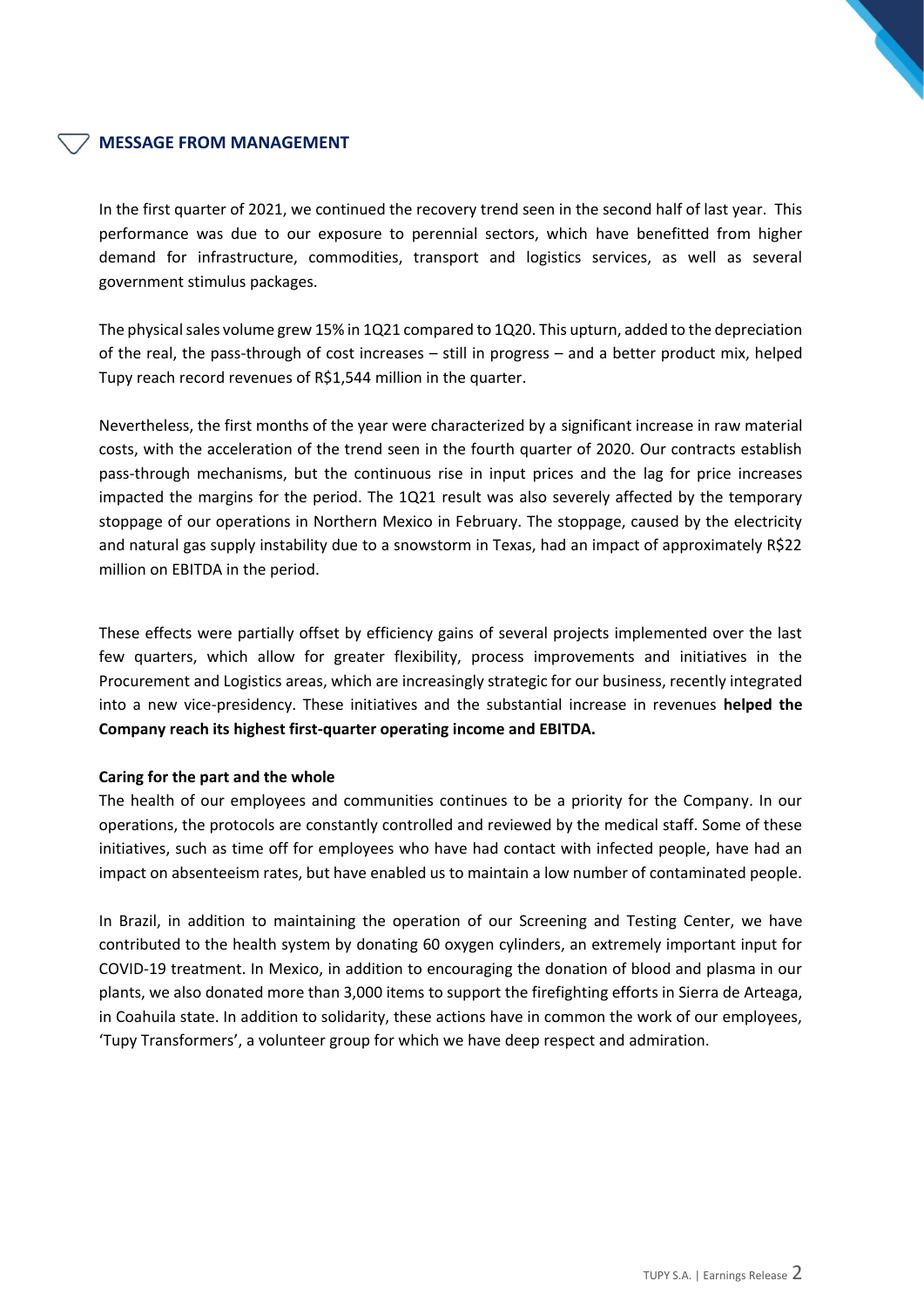## MESSAGE FROM MANAGEMENT

In the first quarter of 2021, we continued the recovery trend seen in the second half of last year. This performance was due to our exposure to perennial sectors, which have benefitted from higher demand for infrastructure, commodities, transport and logistics services, as well as several government stimulus packages.

The physical sales volume grew 15% in 1Q21 compared to 1Q20. This upturn, added to the depreciation of the real, the pass-through of cost increases – still in progress – and a better product mix, helped Tupy reach record revenues of R$1,544 million in the quarter.

Nevertheless, the first months of the year were characterized by a significant increase in raw material costs, with the acceleration of the trend seen in the fourth quarter of 2020. Our contracts establish pass-through mechanisms, but the continuous rise in input prices and the lag for price increases impacted the margins for the period. The 1Q21 result was also severely affected by the temporary stoppage of our operations in Northern Mexico in February. The stoppage, caused by the electricity and natural gas supply instability due to a snowstorm in Texas, had an impact of approximately R$22 million on EBITDA in the period.

These effects were partially offset by efficiency gains of several projects implemented over the last few quarters, which allow for greater flexibility, process improvements and initiatives in the Procurement and Logistics areas, which are increasingly strategic for our business, recently integrated into a new vice-presidency. These initiatives and the substantial increase in revenues **helped the Company reach its highest first-quarter operating income and EBITDA.**

**Caring for the part and the whole**

The health of our employees and communities continues to be a priority for the Company. In our operations, the protocols are constantly controlled and reviewed by the medical staff. Some of these initiatives, such as time off for employees who have had contact with infected people, have had an impact on absenteeism rates, but have enabled us to maintain a low number of contaminated people.

In Brazil, in addition to maintaining the operation of our Screening and Testing Center, we have contributed to the health system by donating 60 oxygen cylinders, an extremely important input for COVID-19 treatment. In Mexico, in addition to encouraging the donation of blood and plasma in our plants, we also donated more than 3,000 items to support the firefighting efforts in Sierra de Arteaga, in Coahuila state. In addition to solidarity, these actions have in common the work of our employees, 'Tupy Transformers', a volunteer group for which we have deep respect and admiration.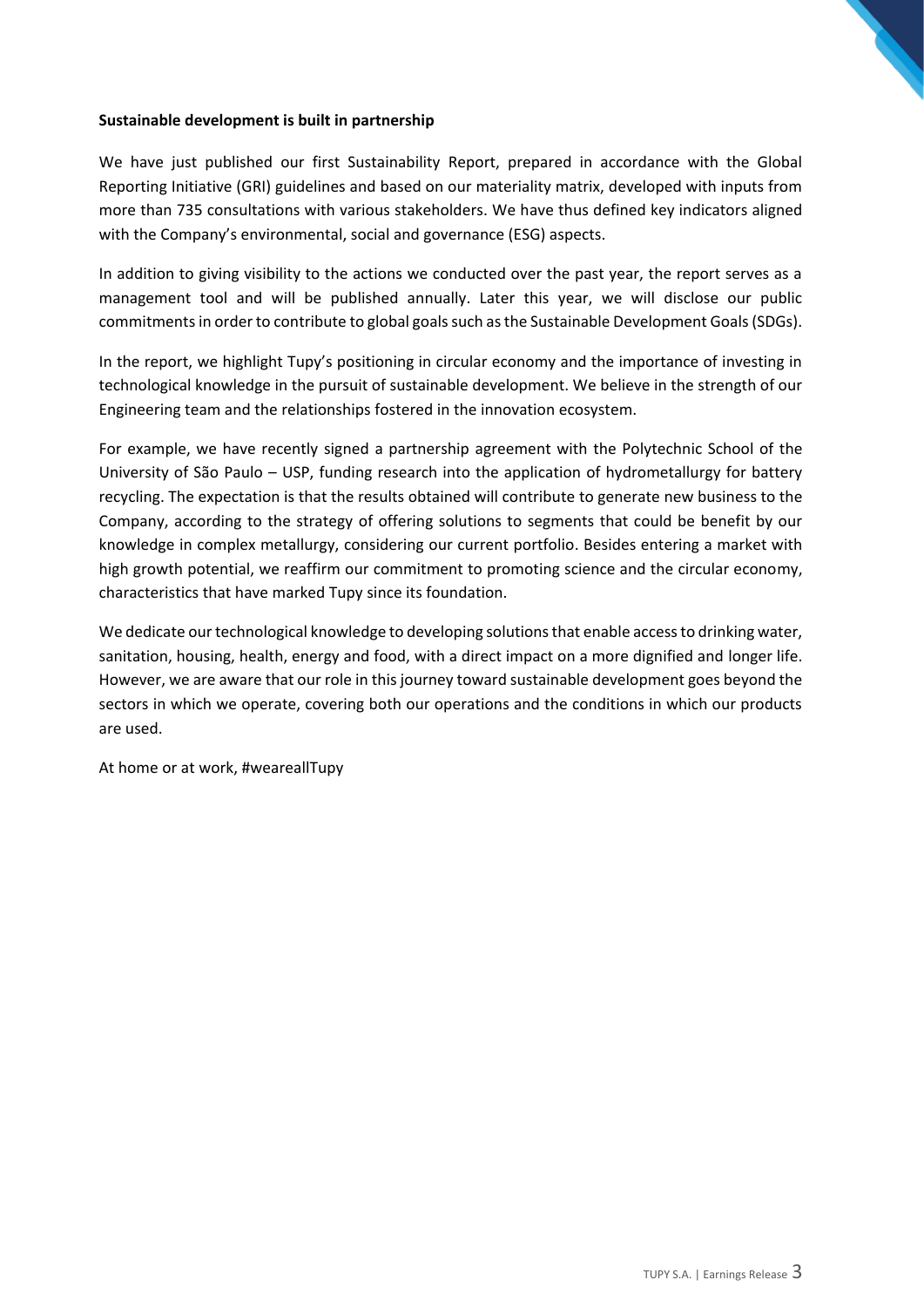**Sustainable development is built in partnership**

We have just published our first Sustainability Report, prepared in accordance with the Global Reporting Initiative (GRI) guidelines and based on our materiality matrix, developed with inputs from more than 735 consultations with various stakeholders. We have thus defined key indicators aligned with the Company's environmental, social and governance (ESG) aspects.

In addition to giving visibility to the actions we conducted over the past year, the report serves as a management tool and will be published annually. Later this year, we will disclose our public commitments in order to contribute to global goals such as the Sustainable Development Goals (SDGs).

In the report, we highlight Tupy's positioning in circular economy and the importance of investing in technological knowledge in the pursuit of sustainable development. We believe in the strength of our Engineering team and the relationships fostered in the innovation ecosystem.

For example, we have recently signed a partnership agreement with the Polytechnic School of the University of São Paulo – USP, funding research into the application of hydrometallurgy for battery recycling. The expectation is that the results obtained will contribute to generate new business to the Company, according to the strategy of offering solutions to segments that could be benefit by our knowledge in complex metallurgy, considering our current portfolio. Besides entering a market with high growth potential, we reaffirm our commitment to promoting science and the circular economy, characteristics that have marked Tupy since its foundation.

We dedicate our technological knowledge to developing solutions that enable access to drinking water, sanitation, housing, health, energy and food, with a direct impact on a more dignified and longer life. However, we are aware that our role in this journey toward sustainable development goes beyond the sectors in which we operate, covering both our operations and the conditions in which our products are used.

At home or at work, #weareallTupy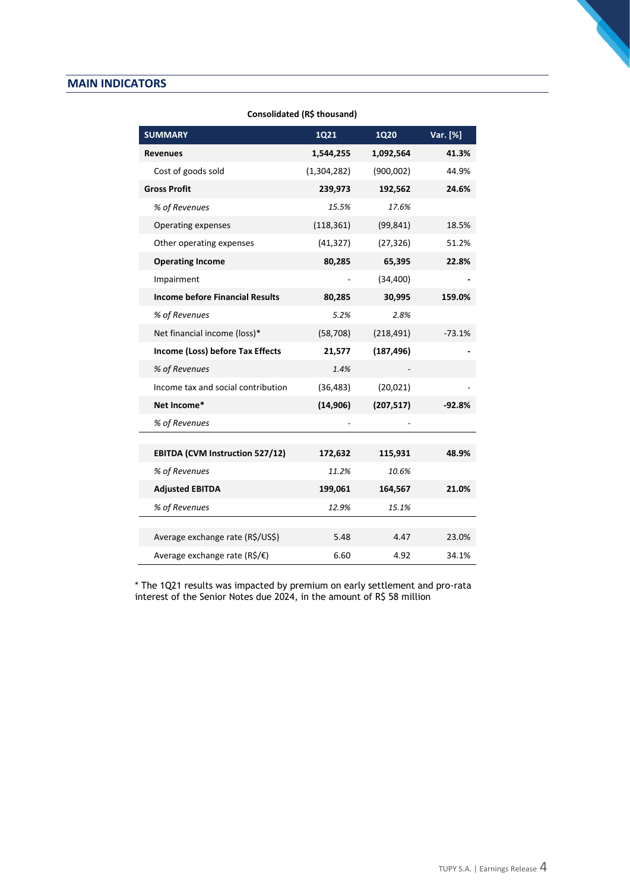## MAIN INDICATORS

**Consolidated (R$ thousand)**

| SUMMARY | 1Q21 | 1Q20 | Var. [%] |
|---|---|---|---|
| **Revenues** | **1,544,255** | **1,092,564** | **41.3%** |
| Cost of goods sold | (1,304,282) | (900,002) | 44.9% |
| **Gross Profit** | **239,973** | **192,562** | **24.6%** |
| *% of Revenues* | *15.5%* | *17.6%* | |
| Operating expenses | (118,361) | (99,841) | 18.5% |
| Other operating expenses | (41,327) | (27,326) | 51.2% |
| **Operating Income** | **80,285** | **65,395** | **22.8%** |
| Impairment | - | (34,400) | **-** |
| **Income before Financial Results** | **80,285** | **30,995** | **159.0%** |
| *% of Revenues* | *5.2%* | *2.8%* | |
| Net financial income (loss)* | (58,708) | (218,491) | -73.1% |
| **Income (Loss) before Tax Effects** | **21,577** | **(187,496)** | **-** |
| *% of Revenues* | *1.4%* | *-* | |
| Income tax and social contribution | (36,483) | (20,021) | - |
| **Net Income*** | **(14,906)** | **(207,517)** | **-92.8%** |
| *% of Revenues* | - | - | |
| | | | |
| **EBITDA (CVM Instruction 527/12)** | **172,632** | **115,931** | **48.9%** |
| *% of Revenues* | *11.2%* | *10.6%* | |
| **Adjusted EBITDA** | **199,061** | **164,567** | **21.0%** |
| *% of Revenues* | *12.9%* | *15.1%* | |
| | | | |
| Average exchange rate (R$/US$) | 5.48 | 4.47 | 23.0% |
| Average exchange rate (R$/€) | 6.60 | 4.92 | 34.1% |

* The 1Q21 results was impacted by premium on early settlement and pro-rata interest of the Senior Notes due 2024, in the amount of R$ 58 million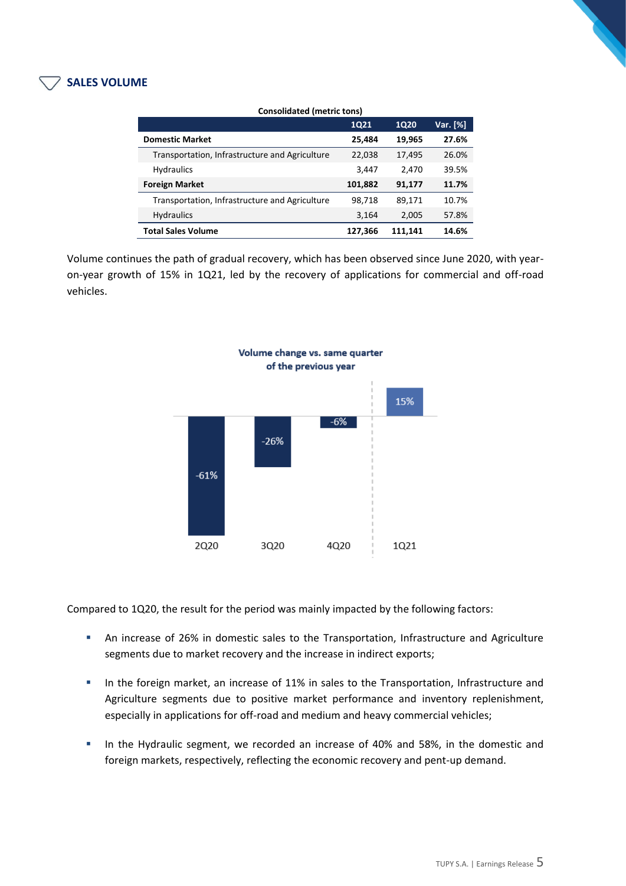## SALES VOLUME

**Consolidated (metric tons)**

| | 1Q21 | 1Q20 | Var. [%] |
|---|---|---|---|
| **Domestic Market** | **25,484** | **19,965** | **27.6%** |
| Transportation, Infrastructure and Agriculture | 22,038 | 17,495 | 26.0% |
| Hydraulics | 3,447 | 2,470 | 39.5% |
| **Foreign Market** | **101,882** | **91,177** | **11.7%** |
| Transportation, Infrastructure and Agriculture | 98,718 | 89,171 | 10.7% |
| Hydraulics | 3,164 | 2,005 | 57.8% |
| **Total Sales Volume** | **127,366** | **111,141** | **14.6%** |

Volume continues the path of gradual recovery, which has been observed since June 2020, with year-on-year growth of 15% in 1Q21, led by the recovery of applications for commercial and off-road vehicles.

**Volume change vs. same quarter of the previous year**

| 2Q20 | 3Q20 | 4Q20 | 1Q21 |
|---|---|---|---|
| -61% | -26% | -6% | 15% |

Compared to 1Q20, the result for the period was mainly impacted by the following factors:

- An increase of 26% in domestic sales to the Transportation, Infrastructure and Agriculture segments due to market recovery and the increase in indirect exports;
- In the foreign market, an increase of 11% in sales to the Transportation, Infrastructure and Agriculture segments due to positive market performance and inventory replenishment, especially in applications for off-road and medium and heavy commercial vehicles;
- In the Hydraulic segment, we recorded an increase of 40% and 58%, in the domestic and foreign markets, respectively, reflecting the economic recovery and pent-up demand.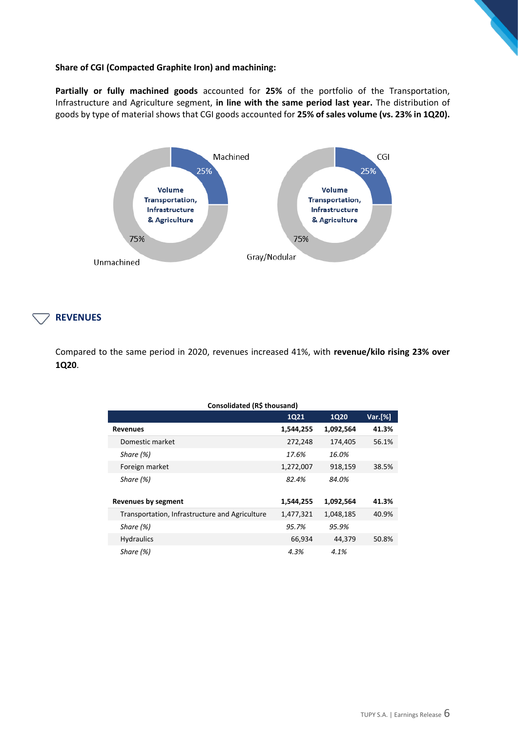**Share of CGI (Compacted Graphite Iron) and machining:**

**Partially or fully machined goods** accounted for **25%** of the portfolio of the Transportation, Infrastructure and Agriculture segment, **in line with the same period last year.** The distribution of goods by type of material shows that CGI goods accounted for **25% of sales volume (vs. 23% in 1Q20).**

## REVENUES

Compared to the same period in 2020, revenues increased 41%, with **revenue/kilo rising 23% over 1Q20**.

**Consolidated (R$ thousand)**

| | 1Q21 | 1Q20 | Var.[%] |
|---|---|---|---|
| **Revenues** | **1,544,255** | **1,092,564** | **41.3%** |
| Domestic market | 272,248 | 174,405 | 56.1% |
| *Share (%)* | *17.6%* | *16.0%* | |
| Foreign market | 1,272,007 | 918,159 | 38.5% |
| *Share (%)* | *82.4%* | *84.0%* | |
| | | | |
| **Revenues by segment** | **1,544,255** | **1,092,564** | **41.3%** |
| Transportation, Infrastructure and Agriculture | 1,477,321 | 1,048,185 | 40.9% |
| *Share (%)* | *95.7%* | *95.9%* | |
| Hydraulics | 66,934 | 44,379 | 50.8% |
| *Share (%)* | *4.3%* | *4.1%* | |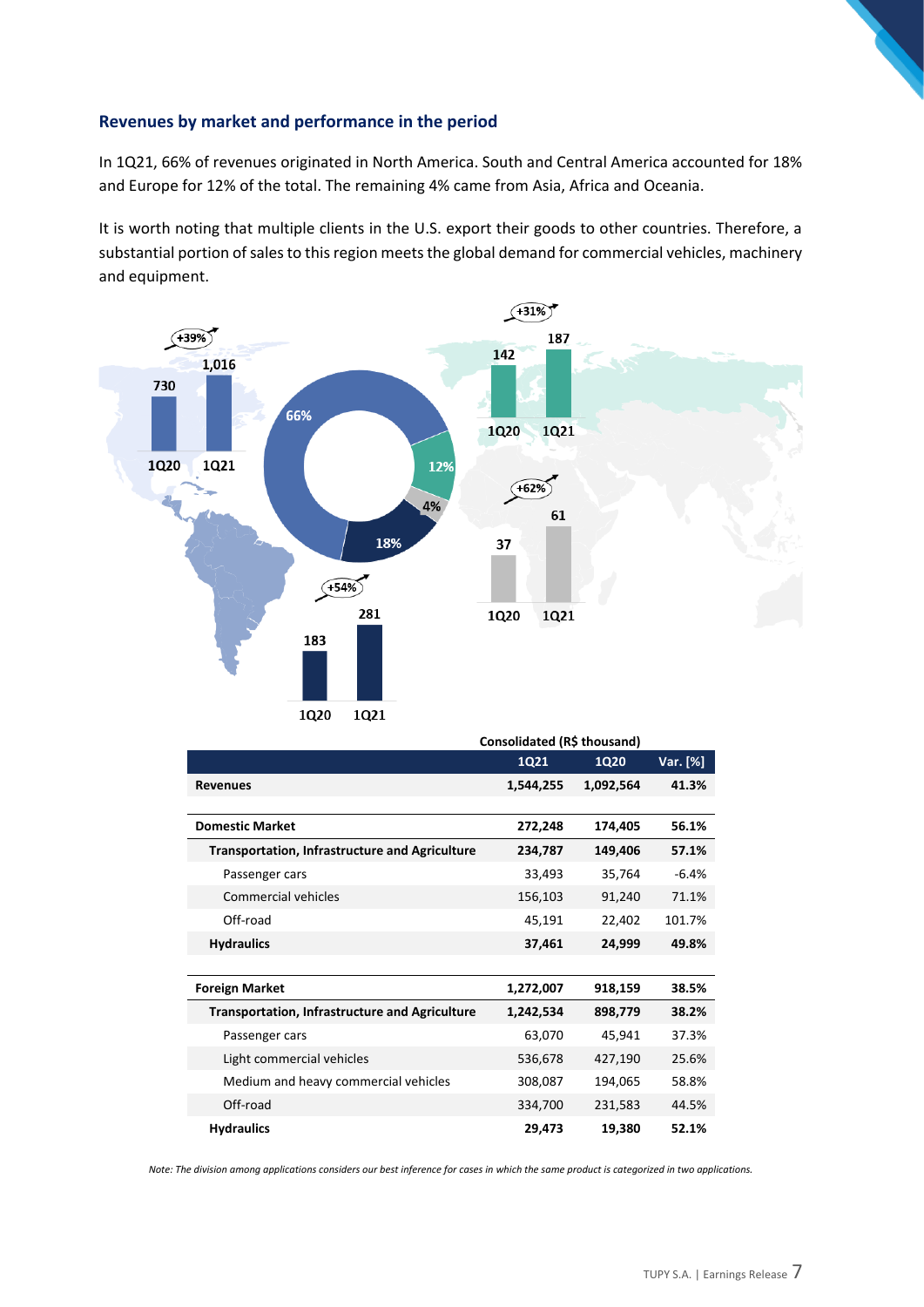## Revenues by market and performance in the period

In 1Q21, 66% of revenues originated in North America. South and Central America accounted for 18% and Europe for 12% of the total. The remaining 4% came from Asia, Africa and Oceania.

It is worth noting that multiple clients in the U.S. export their goods to other countries. Therefore, a substantial portion of sales to this region meets the global demand for commercial vehicles, machinery and equipment.

| Consolidated (R$ thousand) | 1Q21 | 1Q20 | Var. [%] |
|---|---|---|---|
| **Revenues** | **1,544,255** | **1,092,564** | **41.3%** |
| | | | |
| **Domestic Market** | **272,248** | **174,405** | **56.1%** |
| **Transportation, Infrastructure and Agriculture** | **234,787** | **149,406** | **57.1%** |
| Passenger cars | 33,493 | 35,764 | -6.4% |
| Commercial vehicles | 156,103 | 91,240 | 71.1% |
| Off-road | 45,191 | 22,402 | 101.7% |
| **Hydraulics** | **37,461** | **24,999** | **49.8%** |
| | | | |
| **Foreign Market** | **1,272,007** | **918,159** | **38.5%** |
| **Transportation, Infrastructure and Agriculture** | **1,242,534** | **898,779** | **38.2%** |
| Passenger cars | 63,070 | 45,941 | 37.3% |
| Light commercial vehicles | 536,678 | 427,190 | 25.6% |
| Medium and heavy commercial vehicles | 308,087 | 194,065 | 58.8% |
| Off-road | 334,700 | 231,583 | 44.5% |
| **Hydraulics** | **29,473** | **19,380** | **52.1%** |

*Note: The division among applications considers our best inference for cases in which the same product is categorized in two applications.*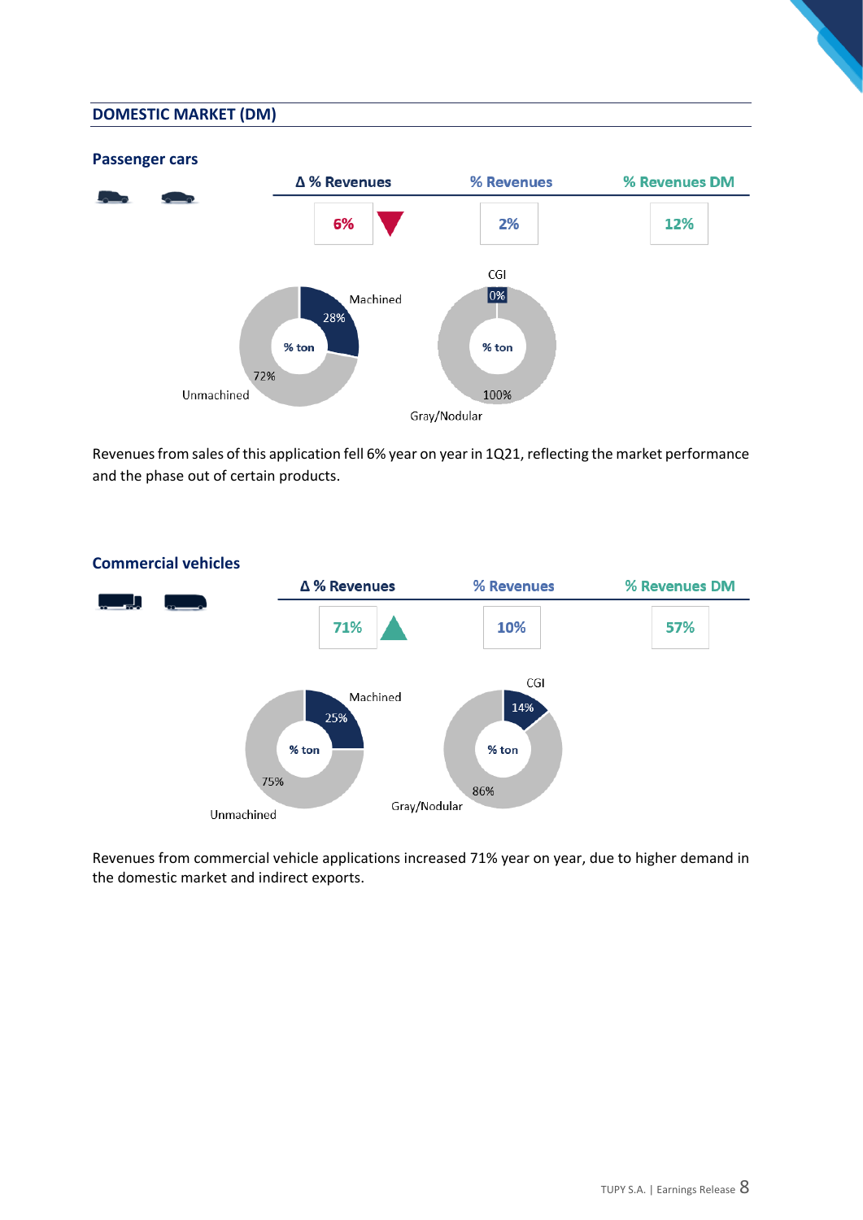## DOMESTIC MARKET (DM)

### Passenger cars

| Δ % Revenues | % Revenues | % Revenues DM |
|---|---|---|
| 6% ▼ | 2% | 12% |

% ton: Machined 28%, Unmachined 72%

% ton: CGI 0%, Gray/Nodular 100%

Revenues from sales of this application fell 6% year on year in 1Q21, reflecting the market performance and the phase out of certain products.

### Commercial vehicles

| Δ % Revenues | % Revenues | % Revenues DM |
|---|---|---|
| 71% ▲ | 10% | 57% |

% ton: Machined 25%, Unmachined 75%

% ton: CGI 14%, Gray/Nodular 86%

Revenues from commercial vehicle applications increased 71% year on year, due to higher demand in the domestic market and indirect exports.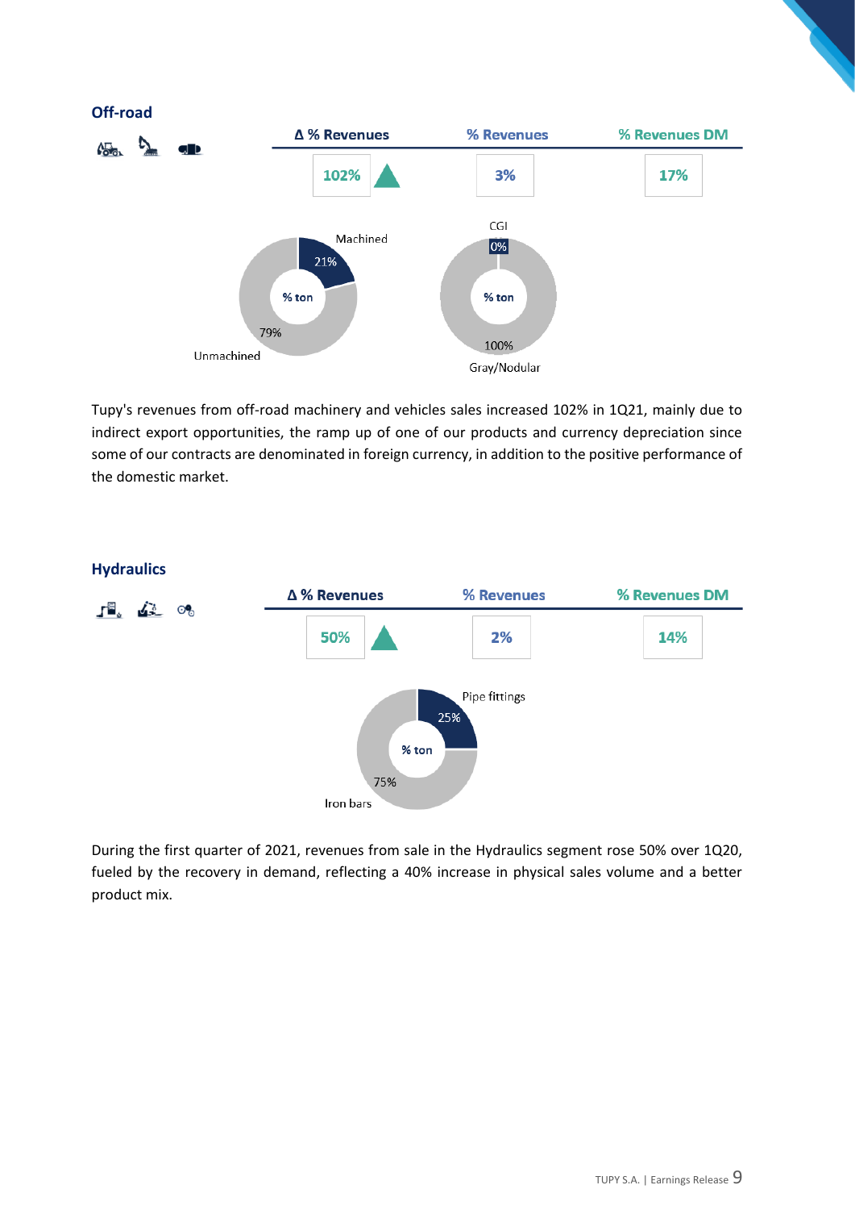## Off-road

| Δ % Revenues | % Revenues | % Revenues DM |
|---|---|---|
| 102% ▲ | 3% | 17% |

% ton: Machined 21%, Unmachined 79%

% ton: CGI 0%, Gray/Nodular 100%

Tupy's revenues from off-road machinery and vehicles sales increased 102% in 1Q21, mainly due to indirect export opportunities, the ramp up of one of our products and currency depreciation since some of our contracts are denominated in foreign currency, in addition to the positive performance of the domestic market.

## Hydraulics

| Δ % Revenues | % Revenues | % Revenues DM |
|---|---|---|
| 50% ▲ | 2% | 14% |

% ton: Pipe fittings 25%, Iron bars 75%

During the first quarter of 2021, revenues from sale in the Hydraulics segment rose 50% over 1Q20, fueled by the recovery in demand, reflecting a 40% increase in physical sales volume and a better product mix.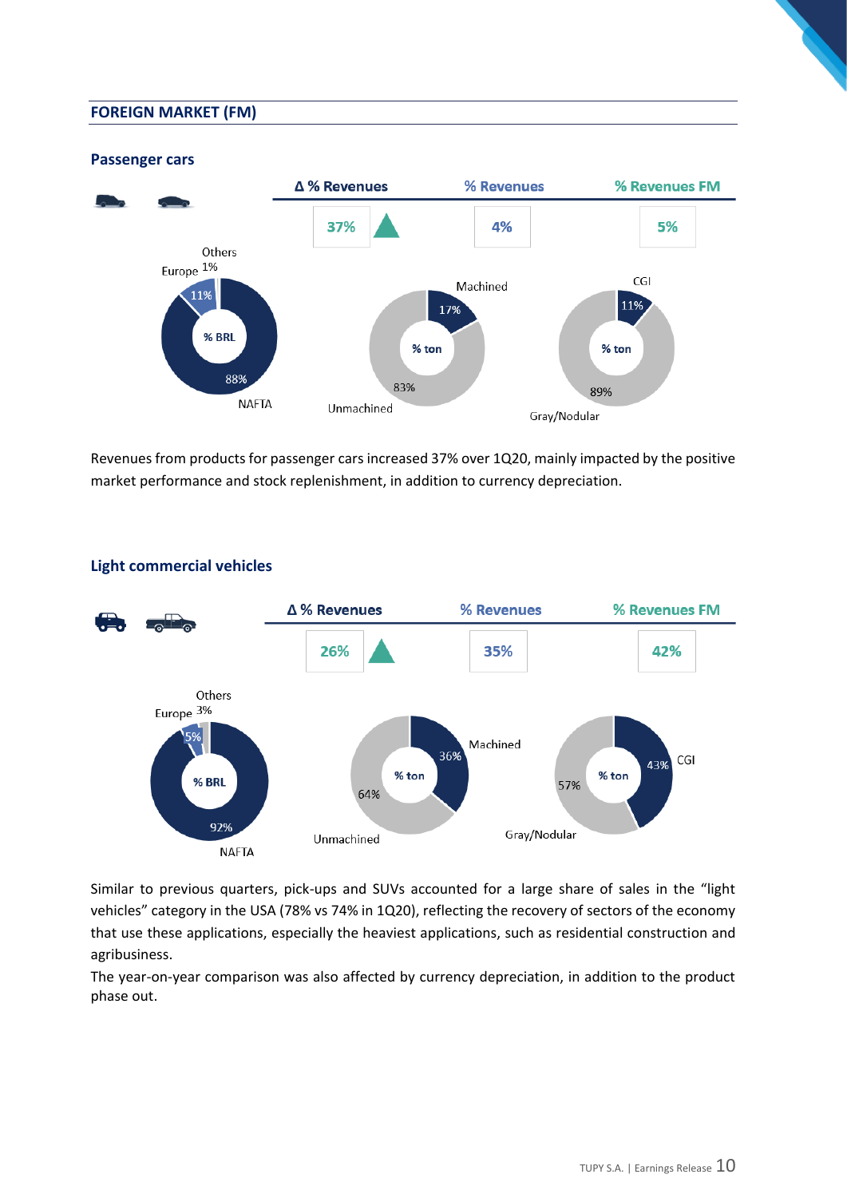## FOREIGN MARKET (FM)

### Passenger cars

| Δ % Revenues | % Revenues | % Revenues FM |
|---|---|---|
| 37% ▲ | 4% | 5% |

% BRL: NAFTA 88%, Europe 11%, Others 1%

% ton: Machined 17%, Unmachined 83%

% ton: CGI 11%, Gray/Nodular 89%

Revenues from products for passenger cars increased 37% over 1Q20, mainly impacted by the positive market performance and stock replenishment, in addition to currency depreciation.

### Light commercial vehicles

| Δ % Revenues | % Revenues | % Revenues FM |
|---|---|---|
| 26% ▲ | 35% | 42% |

% BRL: NAFTA 92%, Europe 5%, Others 3%

% ton: Machined 36%, Unmachined 64%

% ton: CGI 43%, Gray/Nodular 57%

Similar to previous quarters, pick-ups and SUVs accounted for a large share of sales in the "light vehicles" category in the USA (78% vs 74% in 1Q20), reflecting the recovery of sectors of the economy that use these applications, especially the heaviest applications, such as residential construction and agribusiness.

The year-on-year comparison was also affected by currency depreciation, in addition to the product phase out.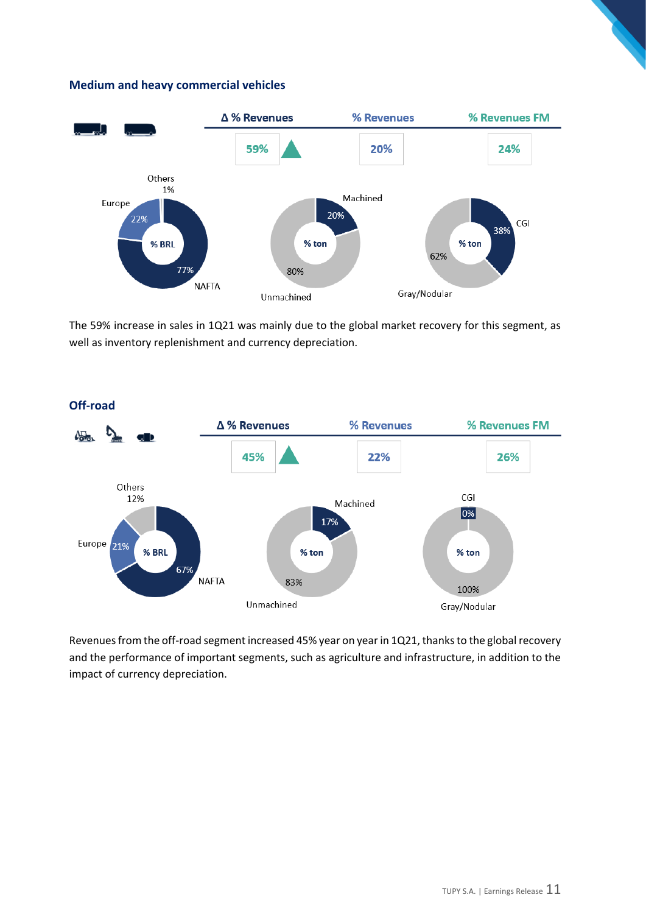## Medium and heavy commercial vehicles

| Δ % Revenues | % Revenues | % Revenues FM |
|---|---|---|
| 59% ▲ | 20% | 24% |

| % BRL | | % ton | | % ton | |
|---|---|---|---|---|---|
| NAFTA | 77% | Unmachined | 80% | Gray/Nodular | 62% |
| Europe | 22% | Machined | 20% | CGI | 38% |
| Others | 1% | | | | |

The 59% increase in sales in 1Q21 was mainly due to the global market recovery for this segment, as well as inventory replenishment and currency depreciation.

## Off-road

| Δ % Revenues | % Revenues | % Revenues FM |
|---|---|---|
| 45% ▲ | 22% | 26% |

| % BRL | | % ton | | % ton | |
|---|---|---|---|---|---|
| NAFTA | 67% | Unmachined | 83% | Gray/Nodular | 100% |
| Europe | 21% | Machined | 17% | CGI | 0% |
| Others | 12% | | | | |

Revenues from the off-road segment increased 45% year on year in 1Q21, thanks to the global recovery and the performance of important segments, such as agriculture and infrastructure, in addition to the impact of currency depreciation.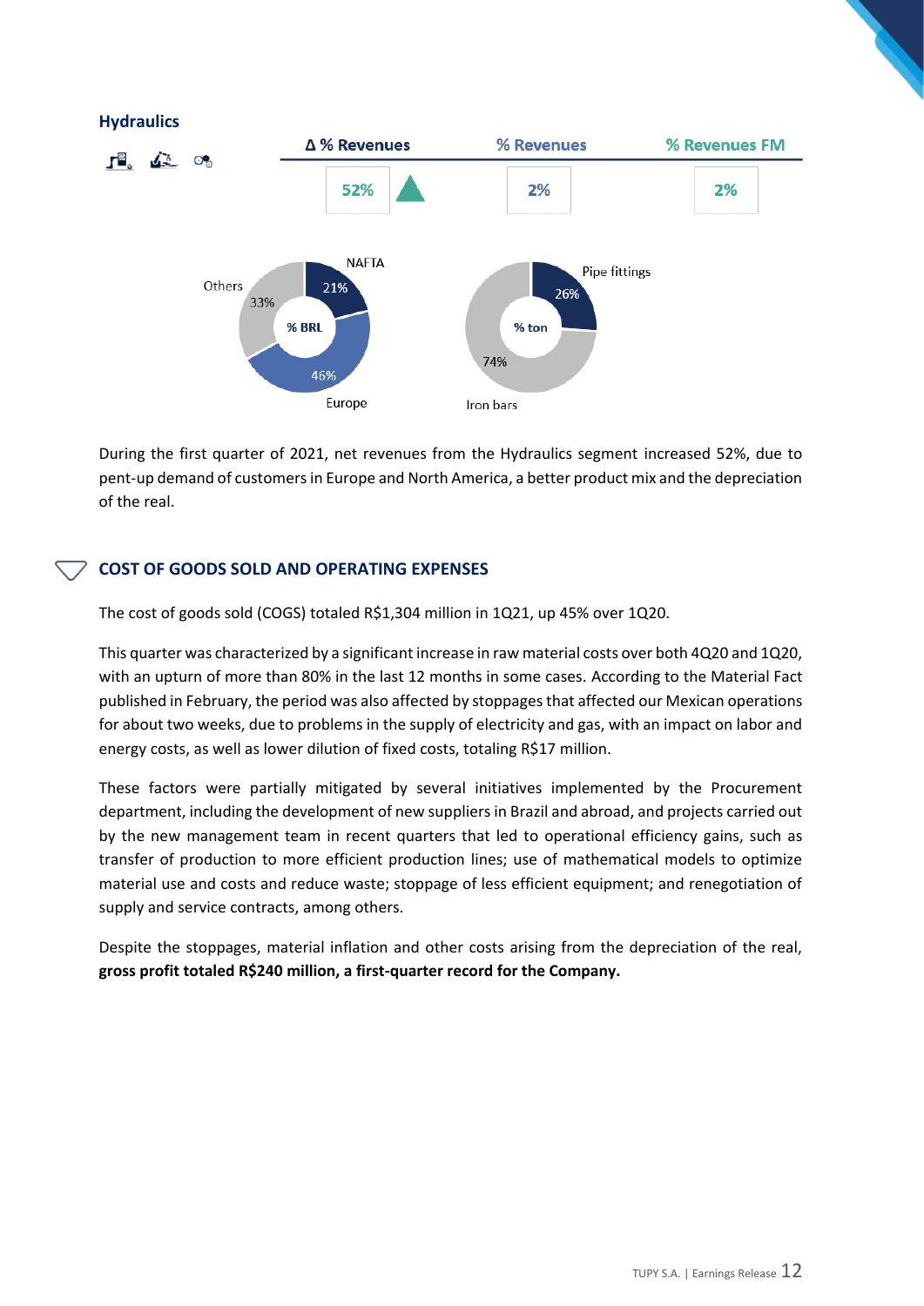### Hydraulics

| Δ % Revenues | % Revenues | % Revenues FM |
|---|---|---|
| 52% ▲ | 2% | 2% |

% BRL: NAFTA 21%, Europe 46%, Others 33%

% ton: Pipe fittings 26%, Iron bars 74%

During the first quarter of 2021, net revenues from the Hydraulics segment increased 52%, due to pent-up demand of customers in Europe and North America, a better product mix and the depreciation of the real.

## COST OF GOODS SOLD AND OPERATING EXPENSES

The cost of goods sold (COGS) totaled R$1,304 million in 1Q21, up 45% over 1Q20.

This quarter was characterized by a significant increase in raw material costs over both 4Q20 and 1Q20, with an upturn of more than 80% in the last 12 months in some cases. According to the Material Fact published in February, the period was also affected by stoppages that affected our Mexican operations for about two weeks, due to problems in the supply of electricity and gas, with an impact on labor and energy costs, as well as lower dilution of fixed costs, totaling R$17 million.

These factors were partially mitigated by several initiatives implemented by the Procurement department, including the development of new suppliers in Brazil and abroad, and projects carried out by the new management team in recent quarters that led to operational efficiency gains, such as transfer of production to more efficient production lines; use of mathematical models to optimize material use and costs and reduce waste; stoppage of less efficient equipment; and renegotiation of supply and service contracts, among others.

Despite the stoppages, material inflation and other costs arising from the depreciation of the real, **gross profit totaled R$240 million, a first-quarter record for the Company.**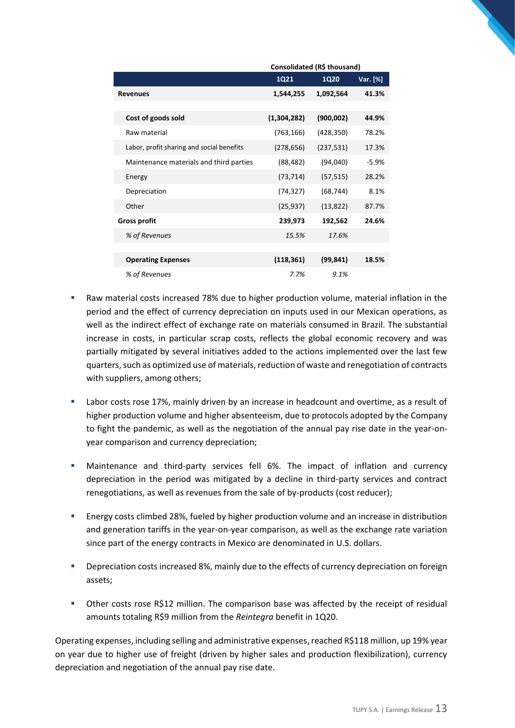| | Consolidated (R$ thousand) | | |
|---|---|---|---|
| | **1Q21** | **1Q20** | **Var. [%]** |
| **Revenues** | **1,544,255** | **1,092,564** | **41.3%** |
| | | | |
| **Cost of goods sold** | **(1,304,282)** | **(900,002)** | **44.9%** |
| Raw material | (763,166) | (428,350) | 78.2% |
| Labor, profit sharing and social benefits | (278,656) | (237,531) | 17.3% |
| Maintenance materials and third parties | (88,482) | (94,040) | -5.9% |
| Energy | (73,714) | (57,515) | 28.2% |
| Depreciation | (74,327) | (68,744) | 8.1% |
| Other | (25,937) | (13,822) | 87.7% |
| **Gross profit** | **239,973** | **192,562** | **24.6%** |
| *% of Revenues* | *15.5%* | *17.6%* | |
| | | | |
| **Operating Expenses** | **(118,361)** | **(99,841)** | **18.5%** |
| *% of Revenues* | *7.7%* | *9.1%* | |

- Raw material costs increased 78% due to higher production volume, material inflation in the period and the effect of currency depreciation on inputs used in our Mexican operations, as well as the indirect effect of exchange rate on materials consumed in Brazil. The substantial increase in costs, in particular scrap costs, reflects the global economic recovery and was partially mitigated by several initiatives added to the actions implemented over the last few quarters, such as optimized use of materials, reduction of waste and renegotiation of contracts with suppliers, among others;

- Labor costs rose 17%, mainly driven by an increase in headcount and overtime, as a result of higher production volume and higher absenteeism, due to protocols adopted by the Company to fight the pandemic, as well as the negotiation of the annual pay rise date in the year-on-year comparison and currency depreciation;

- Maintenance and third-party services fell 6%. The impact of inflation and currency depreciation in the period was mitigated by a decline in third-party services and contract renegotiations, as well as revenues from the sale of by-products (cost reducer);

- Energy costs climbed 28%, fueled by higher production volume and an increase in distribution and generation tariffs in the year-on-year comparison, as well as the exchange rate variation since part of the energy contracts in Mexico are denominated in U.S. dollars.

- Depreciation costs increased 8%, mainly due to the effects of currency depreciation on foreign assets;

- Other costs rose R$12 million. The comparison base was affected by the receipt of residual amounts totaling R$9 million from the *Reintegra* benefit in 1Q20.

Operating expenses, including selling and administrative expenses, reached R$118 million, up 19% year on year due to higher use of freight (driven by higher sales and production flexibilization), currency depreciation and negotiation of the annual pay rise date.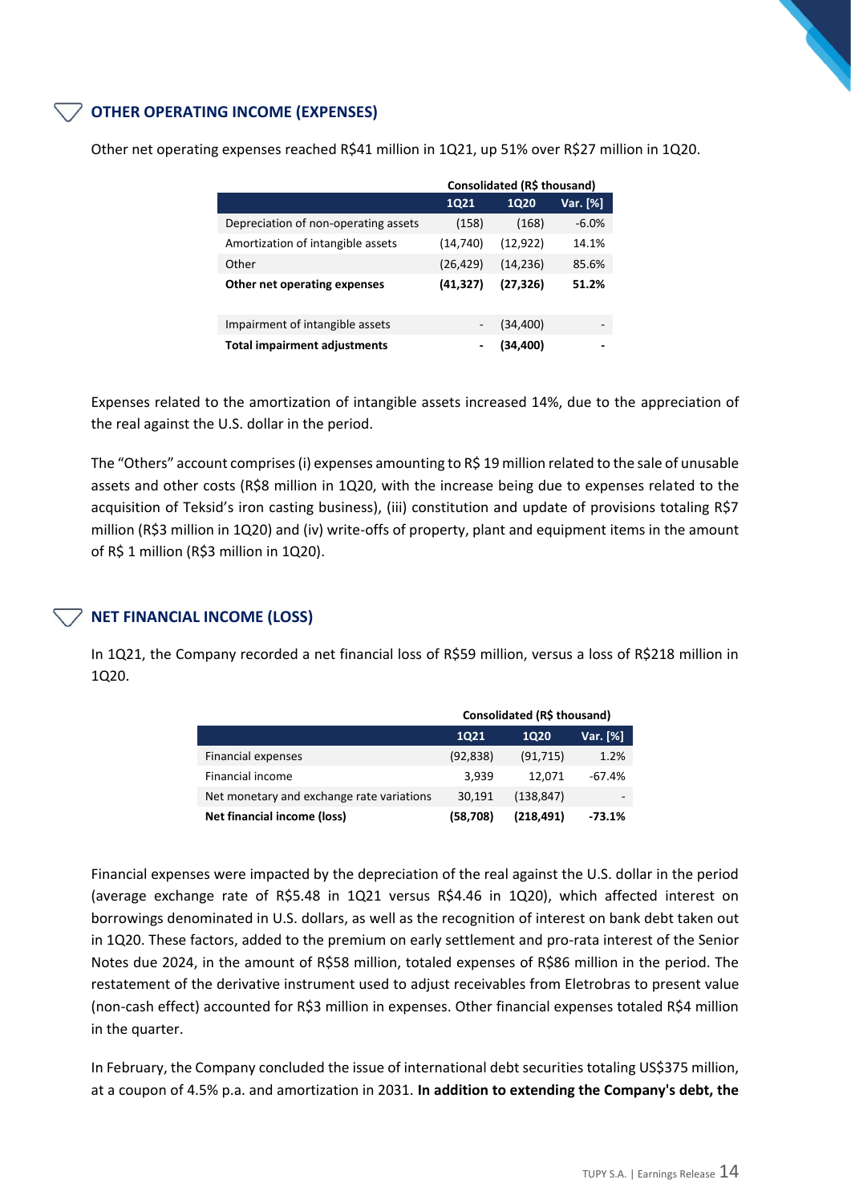## OTHER OPERATING INCOME (EXPENSES)

Other net operating expenses reached R$41 million in 1Q21, up 51% over R$27 million in 1Q20.

| | Consolidated (R$ thousand) | | |
|---|---|---|---|
| | 1Q21 | 1Q20 | Var. [%] |
| Depreciation of non-operating assets | (158) | (168) | -6.0% |
| Amortization of intangible assets | (14,740) | (12,922) | 14.1% |
| Other | (26,429) | (14,236) | 85.6% |
| **Other net operating expenses** | **(41,327)** | **(27,326)** | **51.2%** |
| | | | |
| Impairment of intangible assets | - | (34,400) | - |
| **Total impairment adjustments** | **-** | **(34,400)** | **-** |

Expenses related to the amortization of intangible assets increased 14%, due to the appreciation of the real against the U.S. dollar in the period.

The "Others" account comprises (i) expenses amounting to R$ 19 million related to the sale of unusable assets and other costs (R$8 million in 1Q20, with the increase being due to expenses related to the acquisition of Teksid's iron casting business), (iii) constitution and update of provisions totaling R$7 million (R$3 million in 1Q20) and (iv) write-offs of property, plant and equipment items in the amount of R$ 1 million (R$3 million in 1Q20).

## NET FINANCIAL INCOME (LOSS)

In 1Q21, the Company recorded a net financial loss of R$59 million, versus a loss of R$218 million in 1Q20.

| | Consolidated (R$ thousand) | | |
|---|---|---|---|
| | 1Q21 | 1Q20 | Var. [%] |
| Financial expenses | (92,838) | (91,715) | 1.2% |
| Financial income | 3,939 | 12,071 | -67.4% |
| Net monetary and exchange rate variations | 30,191 | (138,847) | - |
| **Net financial income (loss)** | **(58,708)** | **(218,491)** | **-73.1%** |

Financial expenses were impacted by the depreciation of the real against the U.S. dollar in the period (average exchange rate of R$5.48 in 1Q21 versus R$4.46 in 1Q20), which affected interest on borrowings denominated in U.S. dollars, as well as the recognition of interest on bank debt taken out in 1Q20. These factors, added to the premium on early settlement and pro-rata interest of the Senior Notes due 2024, in the amount of R$58 million, totaled expenses of R$86 million in the period. The restatement of the derivative instrument used to adjust receivables from Eletrobras to present value (non-cash effect) accounted for R$3 million in expenses. Other financial expenses totaled R$4 million in the quarter.

In February, the Company concluded the issue of international debt securities totaling US$375 million, at a coupon of 4.5% p.a. and amortization in 2031. **In addition to extending the Company's debt, the**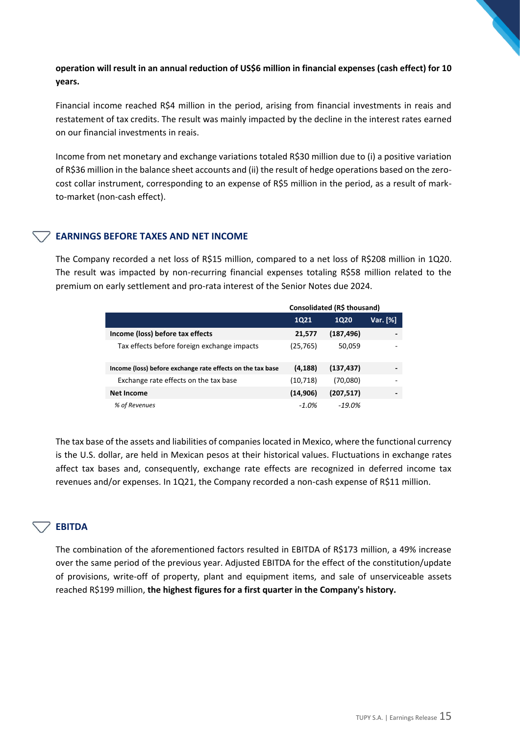**operation will result in an annual reduction of US$6 million in financial expenses (cash effect) for 10 years.**

Financial income reached R$4 million in the period, arising from financial investments in reais and restatement of tax credits. The result was mainly impacted by the decline in the interest rates earned on our financial investments in reais.

Income from net monetary and exchange variations totaled R$30 million due to (i) a positive variation of R$36 million in the balance sheet accounts and (ii) the result of hedge operations based on the zero-cost collar instrument, corresponding to an expense of R$5 million in the period, as a result of mark-to-market (non-cash effect).

## EARNINGS BEFORE TAXES AND NET INCOME

The Company recorded a net loss of R$15 million, compared to a net loss of R$208 million in 1Q20. The result was impacted by non-recurring financial expenses totaling R$58 million related to the premium on early settlement and pro-rata interest of the Senior Notes due 2024.

| | Consolidated (R$ thousand) | | |
|---|---|---|---|
| | **1Q21** | **1Q20** | **Var. [%]** |
| **Income (loss) before tax effects** | **21,577** | **(187,496)** | **-** |
| Tax effects before foreign exchange impacts | (25,765) | 50,059 | - |
| **Income (loss) before exchange rate effects on the tax base** | **(4,188)** | **(137,437)** | **-** |
| Exchange rate effects on the tax base | (10,718) | (70,080) | - |
| **Net Income** | **(14,906)** | **(207,517)** | **-** |
| *% of Revenues* | *-1.0%* | *-19.0%* | |

The tax base of the assets and liabilities of companies located in Mexico, where the functional currency is the U.S. dollar, are held in Mexican pesos at their historical values. Fluctuations in exchange rates affect tax bases and, consequently, exchange rate effects are recognized in deferred income tax revenues and/or expenses. In 1Q21, the Company recorded a non-cash expense of R$11 million.

## EBITDA

The combination of the aforementioned factors resulted in EBITDA of R$173 million, a 49% increase over the same period of the previous year. Adjusted EBITDA for the effect of the constitution/update of provisions, write-off of property, plant and equipment items, and sale of unserviceable assets reached R$199 million, **the highest figures for a first quarter in the Company's history.**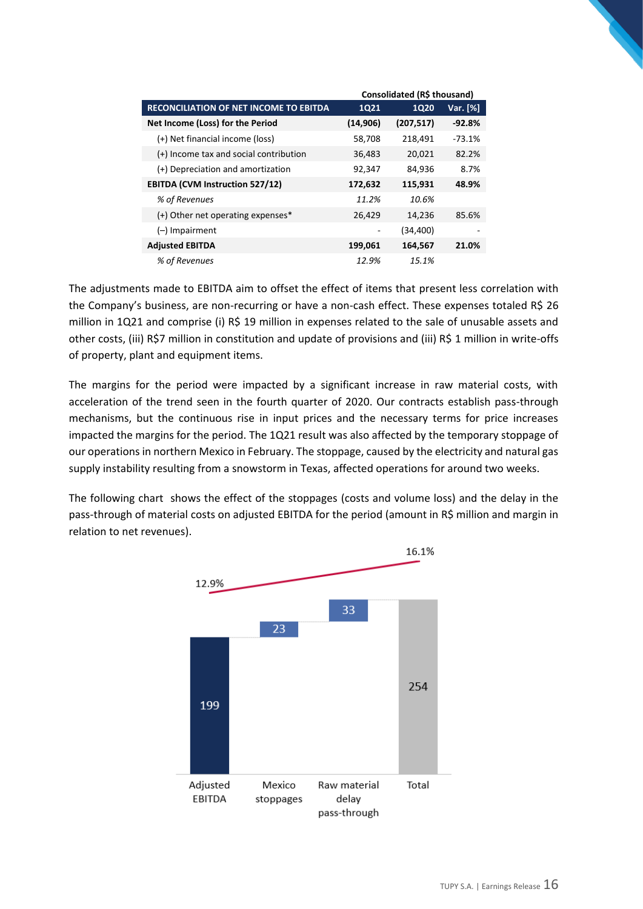| RECONCILIATION OF NET INCOME TO EBITDA | Consolidated (R$ thousand) 1Q21 | 1Q20 | Var. [%] |
|---|---|---|---|
| **Net Income (Loss) for the Period** | **(14,906)** | **(207,517)** | **-92.8%** |
| (+) Net financial income (loss) | 58,708 | 218,491 | -73.1% |
| (+) Income tax and social contribution | 36,483 | 20,021 | 82.2% |
| (+) Depreciation and amortization | 92,347 | 84,936 | 8.7% |
| **EBITDA (CVM Instruction 527/12)** | **172,632** | **115,931** | **48.9%** |
| *% of Revenues* | *11.2%* | *10.6%* | |
| (+) Other net operating expenses* | 26,429 | 14,236 | 85.6% |
| (–) Impairment | - | (34,400) | - |
| **Adjusted EBITDA** | **199,061** | **164,567** | **21.0%** |
| *% of Revenues* | *12.9%* | *15.1%* | |

The adjustments made to EBITDA aim to offset the effect of items that present less correlation with the Company's business, are non-recurring or have a non-cash effect. These expenses totaled R$ 26 million in 1Q21 and comprise (i) R$ 19 million in expenses related to the sale of unusable assets and other costs, (iii) R$7 million in constitution and update of provisions and (iii) R$ 1 million in write-offs of property, plant and equipment items.

The margins for the period were impacted by a significant increase in raw material costs, with acceleration of the trend seen in the fourth quarter of 2020. Our contracts establish pass-through mechanisms, but the continuous rise in input prices and the necessary terms for price increases impacted the margins for the period. The 1Q21 result was also affected by the temporary stoppage of our operations in northern Mexico in February. The stoppage, caused by the electricity and natural gas supply instability resulting from a snowstorm in Texas, affected operations for around two weeks.

The following chart shows the effect of the stoppages (costs and volume loss) and the delay in the pass-through of material costs on adjusted EBITDA for the period (amount in R$ million and margin in relation to net revenues).

| | Adjusted EBITDA | Mexico stoppages | Raw material delay pass-through | Total |
|---|---|---|---|---|
| R$ million | 199 | 23 | 33 | 254 |
| Margin | 12.9% | | | 16.1% |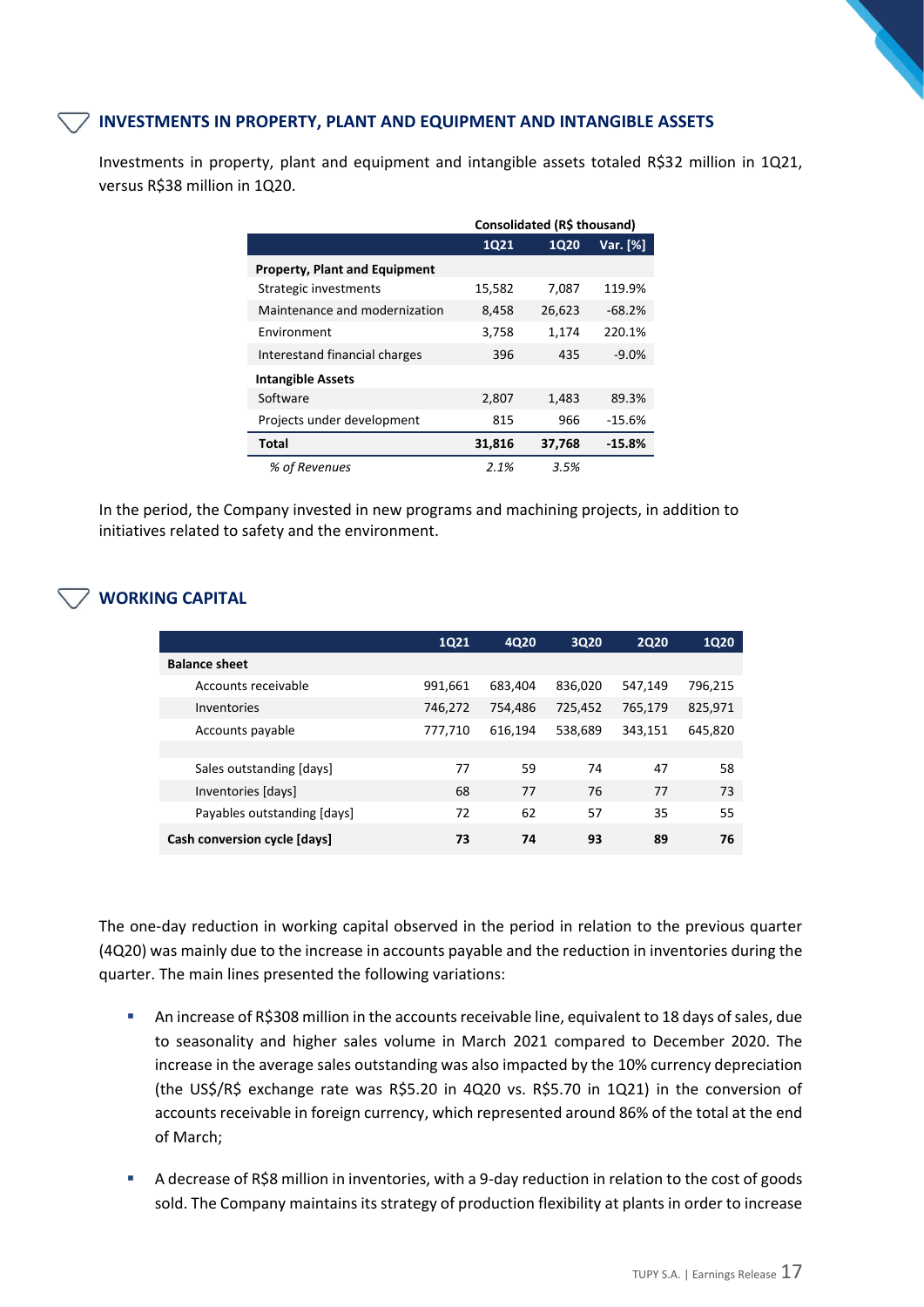## INVESTMENTS IN PROPERTY, PLANT AND EQUIPMENT AND INTANGIBLE ASSETS

Investments in property, plant and equipment and intangible assets totaled R$32 million in 1Q21, versus R$38 million in 1Q20.

| | Consolidated (R$ thousand) | | |
|---|---|---|---|
| | **1Q21** | **1Q20** | **Var. [%]** |
| **Property, Plant and Equipment** | | | |
| Strategic investments | 15,582 | 7,087 | 119.9% |
| Maintenance and modernization | 8,458 | 26,623 | -68.2% |
| Environment | 3,758 | 1,174 | 220.1% |
| Interestand financial charges | 396 | 435 | -9.0% |
| **Intangible Assets** | | | |
| Software | 2,807 | 1,483 | 89.3% |
| Projects under development | 815 | 966 | -15.6% |
| **Total** | **31,816** | **37,768** | **-15.8%** |
| *% of Revenues* | *2.1%* | *3.5%* | |

In the period, the Company invested in new programs and machining projects, in addition to initiatives related to safety and the environment.

## WORKING CAPITAL

| | 1Q21 | 4Q20 | 3Q20 | 2Q20 | 1Q20 |
|---|---|---|---|---|---|
| **Balance sheet** | | | | | |
| Accounts receivable | 991,661 | 683,404 | 836,020 | 547,149 | 796,215 |
| Inventories | 746,272 | 754,486 | 725,452 | 765,179 | 825,971 |
| Accounts payable | 777,710 | 616,194 | 538,689 | 343,151 | 645,820 |
| | | | | | |
| Sales outstanding [days] | 77 | 59 | 74 | 47 | 58 |
| Inventories [days] | 68 | 77 | 76 | 77 | 73 |
| Payables outstanding [days] | 72 | 62 | 57 | 35 | 55 |
| **Cash conversion cycle [days]** | **73** | **74** | **93** | **89** | **76** |

The one-day reduction in working capital observed in the period in relation to the previous quarter (4Q20) was mainly due to the increase in accounts payable and the reduction in inventories during the quarter. The main lines presented the following variations:

- An increase of R$308 million in the accounts receivable line, equivalent to 18 days of sales, due to seasonality and higher sales volume in March 2021 compared to December 2020. The increase in the average sales outstanding was also impacted by the 10% currency depreciation (the US$/R$ exchange rate was R$5.20 in 4Q20 vs. R$5.70 in 1Q21) in the conversion of accounts receivable in foreign currency, which represented around 86% of the total at the end of March;

- A decrease of R$8 million in inventories, with a 9-day reduction in relation to the cost of goods sold. The Company maintains its strategy of production flexibility at plants in order to increase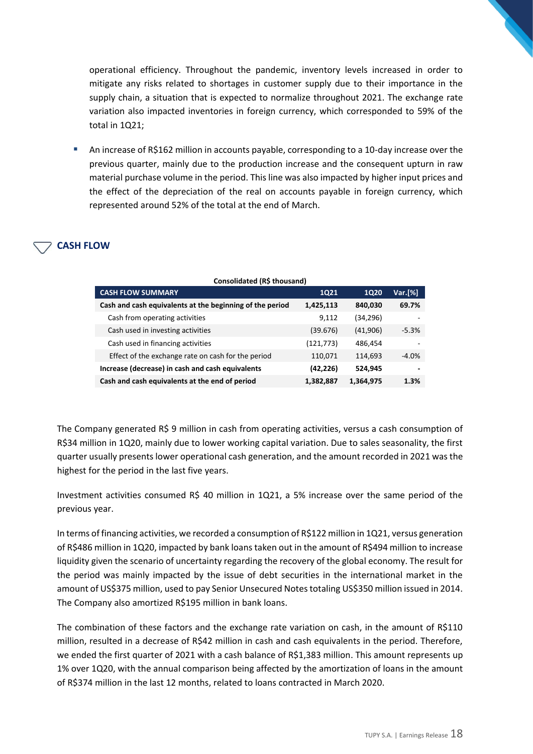operational efficiency. Throughout the pandemic, inventory levels increased in order to mitigate any risks related to shortages in customer supply due to their importance in the supply chain, a situation that is expected to normalize throughout 2021. The exchange rate variation also impacted inventories in foreign currency, which corresponded to 59% of the total in 1Q21;

- An increase of R$162 million in accounts payable, corresponding to a 10-day increase over the previous quarter, mainly due to the production increase and the consequent upturn in raw material purchase volume in the period. This line was also impacted by higher input prices and the effect of the depreciation of the real on accounts payable in foreign currency, which represented around 52% of the total at the end of March.

## CASH FLOW

**Consolidated (R$ thousand)**

| CASH FLOW SUMMARY | 1Q21 | 1Q20 | Var.[%] |
|---|---|---|---|
| **Cash and cash equivalents at the beginning of the period** | **1,425,113** | **840,030** | **69.7%** |
| Cash from operating activities | 9,112 | (34,296) | - |
| Cash used in investing activities | (39.676) | (41,906) | -5.3% |
| Cash used in financing activities | (121,773) | 486,454 | - |
| Effect of the exchange rate on cash for the period | 110,071 | 114,693 | -4.0% |
| **Increase (decrease) in cash and cash equivalents** | **(42,226)** | **524,945** | **-** |
| **Cash and cash equivalents at the end of period** | **1,382,887** | **1,364,975** | **1.3%** |

The Company generated R$ 9 million in cash from operating activities, versus a cash consumption of R$34 million in 1Q20, mainly due to lower working capital variation. Due to sales seasonality, the first quarter usually presents lower operational cash generation, and the amount recorded in 2021 was the highest for the period in the last five years.

Investment activities consumed R$ 40 million in 1Q21, a 5% increase over the same period of the previous year.

In terms of financing activities, we recorded a consumption of R$122 million in 1Q21, versus generation of R$486 million in 1Q20, impacted by bank loans taken out in the amount of R$494 million to increase liquidity given the scenario of uncertainty regarding the recovery of the global economy. The result for the period was mainly impacted by the issue of debt securities in the international market in the amount of US$375 million, used to pay Senior Unsecured Notes totaling US$350 million issued in 2014. The Company also amortized R$195 million in bank loans.

The combination of these factors and the exchange rate variation on cash, in the amount of R$110 million, resulted in a decrease of R$42 million in cash and cash equivalents in the period. Therefore, we ended the first quarter of 2021 with a cash balance of R$1,383 million. This amount represents up 1% over 1Q20, with the annual comparison being affected by the amortization of loans in the amount of R$374 million in the last 12 months, related to loans contracted in March 2020.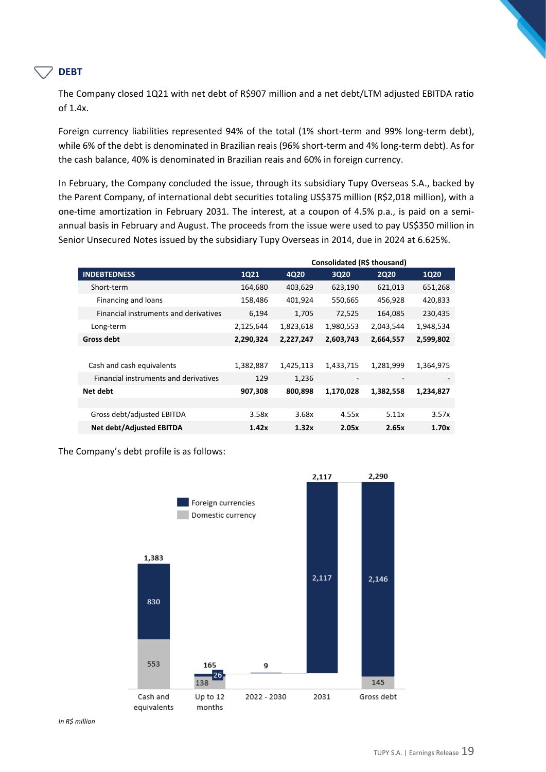## DEBT

The Company closed 1Q21 with net debt of R$907 million and a net debt/LTM adjusted EBITDA ratio of 1.4x.

Foreign currency liabilities represented 94% of the total (1% short-term and 99% long-term debt), while 6% of the debt is denominated in Brazilian reais (96% short-term and 4% long-term debt). As for the cash balance, 40% is denominated in Brazilian reais and 60% in foreign currency.

In February, the Company concluded the issue, through its subsidiary Tupy Overseas S.A., backed by the Parent Company, of international debt securities totaling US$375 million (R$2,018 million), with a one-time amortization in February 2031. The interest, at a coupon of 4.5% p.a., is paid on a semi-annual basis in February and August. The proceeds from the issue were used to pay US$350 million in Senior Unsecured Notes issued by the subsidiary Tupy Overseas in 2014, due in 2024 at 6.625%.

| | Consolidated (R$ thousand) | | | | |
|---|---|---|---|---|---|
| **INDEBTEDNESS** | **1Q21** | **4Q20** | **3Q20** | **2Q20** | **1Q20** |
| Short-term | 164,680 | 403,629 | 623,190 | 621,013 | 651,268 |
| Financing and loans | 158,486 | 401,924 | 550,665 | 456,928 | 420,833 |
| Financial instruments and derivatives | 6,194 | 1,705 | 72,525 | 164,085 | 230,435 |
| Long-term | 2,125,644 | 1,823,618 | 1,980,553 | 2,043,544 | 1,948,534 |
| **Gross debt** | **2,290,324** | **2,227,247** | **2,603,743** | **2,664,557** | **2,599,802** |
| | | | | | |
| Cash and cash equivalents | 1,382,887 | 1,425,113 | 1,433,715 | 1,281,999 | 1,364,975 |
| Financial instruments and derivatives | 129 | 1,236 | - | - | - |
| **Net debt** | **907,308** | **800,898** | **1,170,028** | **1,382,558** | **1,234,827** |
| | | | | | |
| Gross debt/adjusted EBITDA | 3.58x | 3.68x | 4.55x | 5.11x | 3.57x |
| **Net debt/Adjusted EBITDA** | **1.42x** | **1.32x** | **2.05x** | **2.65x** | **1.70x** |

The Company's debt profile is as follows:

| | Cash and equivalents | Up to 12 months | 2022 - 2030 | 2031 | Gross debt |
|---|---|---|---|---|---|
| Foreign currencies | 830 | 26 | 9 | 2,117 | 2,146 |
| Domestic currency | 553 | 138 | | | 145 |
| Total | 1,383 | 165 | 9 | 2,117 | 2,290 |

*In R$ million*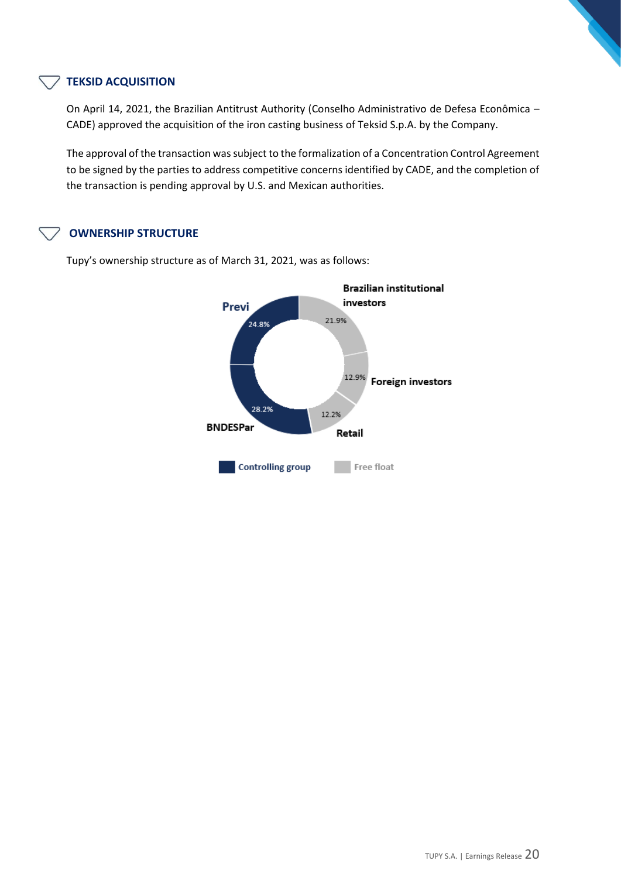## TEKSID ACQUISITION

On April 14, 2021, the Brazilian Antitrust Authority (Conselho Administrativo de Defesa Econômica – CADE) approved the acquisition of the iron casting business of Teksid S.p.A. by the Company.

The approval of the transaction was subject to the formalization of a Concentration Control Agreement to be signed by the parties to address competitive concerns identified by CADE, and the completion of the transaction is pending approval by U.S. and Mexican authorities.

## OWNERSHIP STRUCTURE

Tupy's ownership structure as of March 31, 2021, was as follows:

Previi 24.8%

Brazilian institutional investors 21.9%

Foreign investors 12.9%

Retail 12.2%

BNDESPar 28.2%

Controlling group | Free float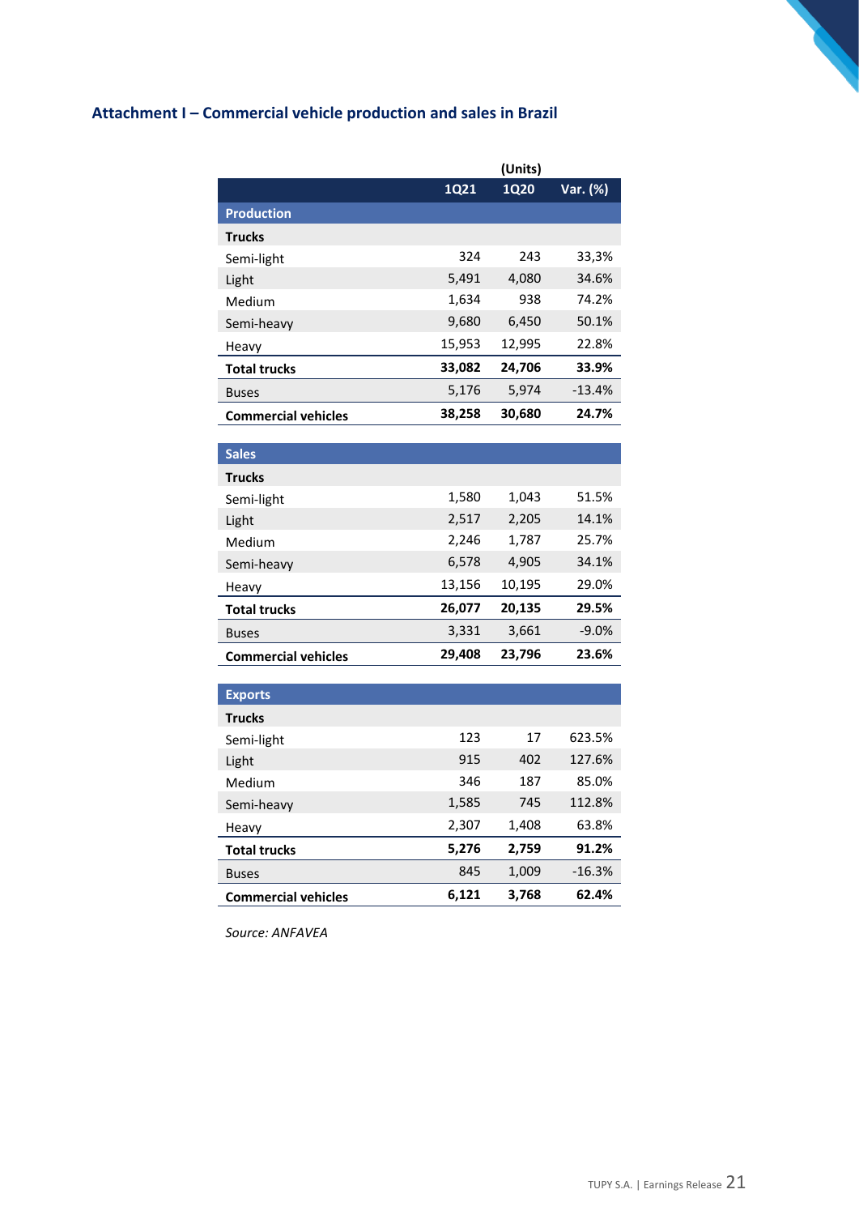## Attachment I – Commercial vehicle production and sales in Brazil

| | (Units) | | |
|---|---|---|---|
| | **1Q21** | **1Q20** | **Var. (%)** |
| **Production** | | | |
| **Trucks** | | | |
| Semi-light | 324 | 243 | 33,3% |
| Light | 5,491 | 4,080 | 34.6% |
| Medium | 1,634 | 938 | 74.2% |
| Semi-heavy | 9,680 | 6,450 | 50.1% |
| Heavy | 15,953 | 12,995 | 22.8% |
| **Total trucks** | **33,082** | **24,706** | **33.9%** |
| Buses | 5,176 | 5,974 | -13.4% |
| **Commercial vehicles** | **38,258** | **30,680** | **24.7%** |
| **Sales** | | | |
| **Trucks** | | | |
| Semi-light | 1,580 | 1,043 | 51.5% |
| Light | 2,517 | 2,205 | 14.1% |
| Medium | 2,246 | 1,787 | 25.7% |
| Semi-heavy | 6,578 | 4,905 | 34.1% |
| Heavy | 13,156 | 10,195 | 29.0% |
| **Total trucks** | **26,077** | **20,135** | **29.5%** |
| Buses | 3,331 | 3,661 | -9.0% |
| **Commercial vehicles** | **29,408** | **23,796** | **23.6%** |
| **Exports** | | | |
| **Trucks** | | | |
| Semi-light | 123 | 17 | 623.5% |
| Light | 915 | 402 | 127.6% |
| Medium | 346 | 187 | 85.0% |
| Semi-heavy | 1,585 | 745 | 112.8% |
| Heavy | 2,307 | 1,408 | 63.8% |
| **Total trucks** | **5,276** | **2,759** | **91.2%** |
| Buses | 845 | 1,009 | -16.3% |
| **Commercial vehicles** | **6,121** | **3,768** | **62.4%** |

*Source: ANFAVEA*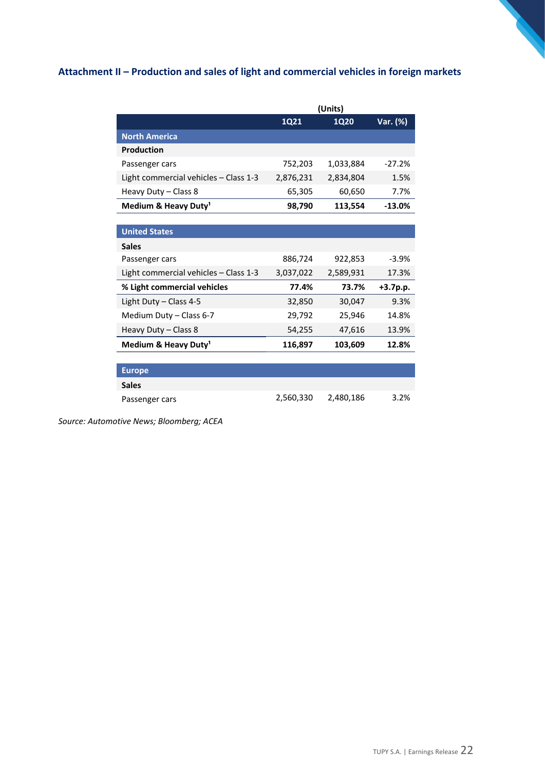## Attachment II – Production and sales of light and commercial vehicles in foreign markets

| | (Units) | | |
|---|---|---|---|
| | **1Q21** | **1Q20** | **Var. (%)** |
| **North America** | | | |
| **Production** | | | |
| Passenger cars | 752,203 | 1,033,884 | -27.2% |
| Light commercial vehicles – Class 1-3 | 2,876,231 | 2,834,804 | 1.5% |
| Heavy Duty – Class 8 | 65,305 | 60,650 | 7.7% |
| **Medium & Heavy Duty[1]** | **98,790** | **113,554** | **-13.0%** |
| | | | |
| **United States** | | | |
| **Sales** | | | |
| Passenger cars | 886,724 | 922,853 | -3.9% |
| Light commercial vehicles – Class 1-3 | 3,037,022 | 2,589,931 | 17.3% |
| **% Light commercial vehicles** | **77.4%** | **73.7%** | **+3.7p.p.** |
| Light Duty – Class 4-5 | 32,850 | 30,047 | 9.3% |
| Medium Duty – Class 6-7 | 29,792 | 25,946 | 14.8% |
| Heavy Duty – Class 8 | 54,255 | 47,616 | 13.9% |
| **Medium & Heavy Duty[1]** | **116,897** | **103,609** | **12.8%** |
| | | | |
| **Europe** | | | |
| **Sales** | | | |
| Passenger cars | 2,560,330 | 2,480,186 | 3.2% |

*Source: Automotive News; Bloomberg; ACEA*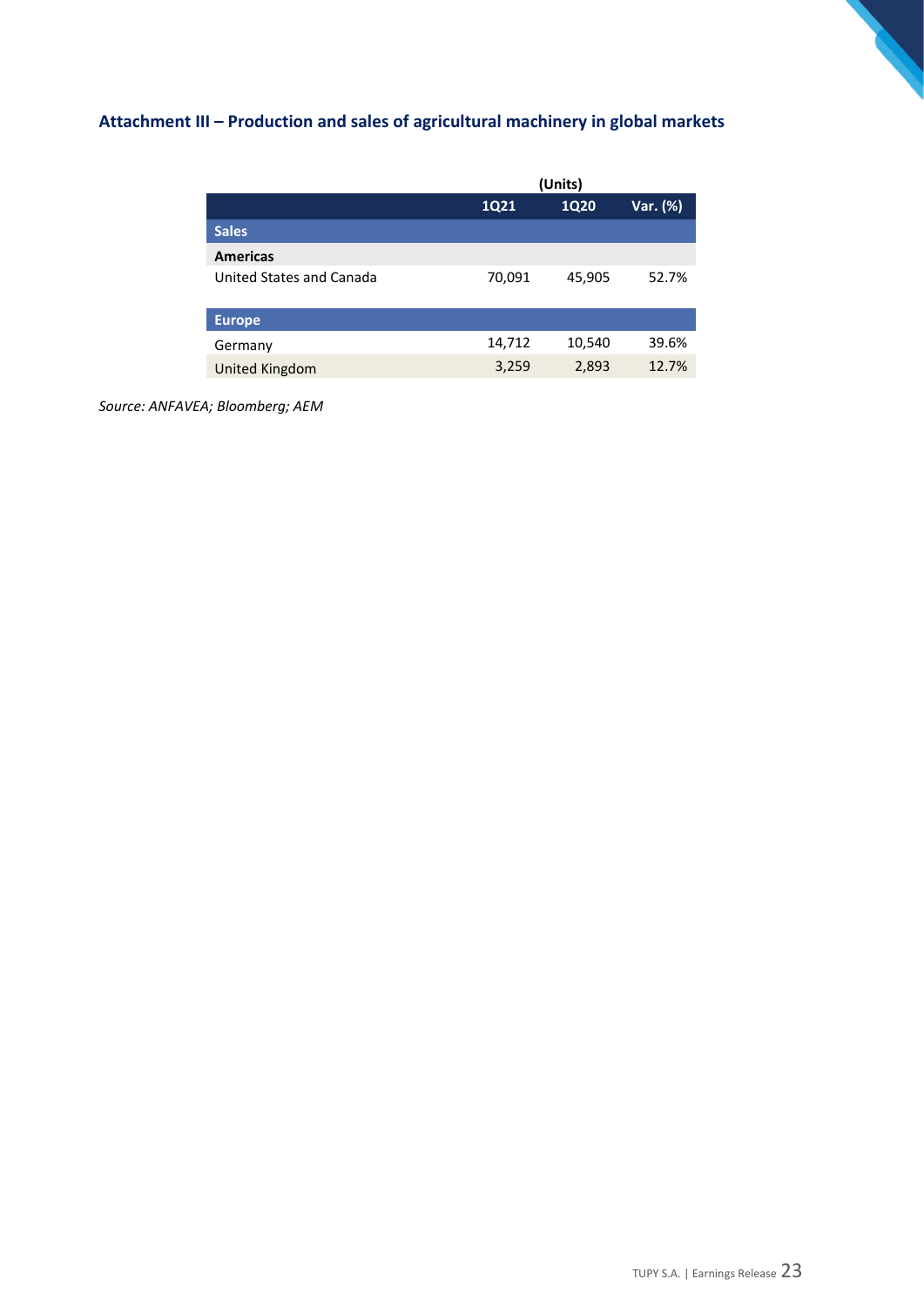## Attachment III – Production and sales of agricultural machinery in global markets

| | (Units) | | |
|---|---|---|---|
| | 1Q21 | 1Q20 | Var. (%) |
| **Sales** | | | |
| **Americas** | | | |
| United States and Canada | 70,091 | 45,905 | 52.7% |
| **Europe** | | | |
| Germany | 14,712 | 10,540 | 39.6% |
| United Kingdom | 3,259 | 2,893 | 12.7% |

*Source: ANFAVEA; Bloomberg; AEM*